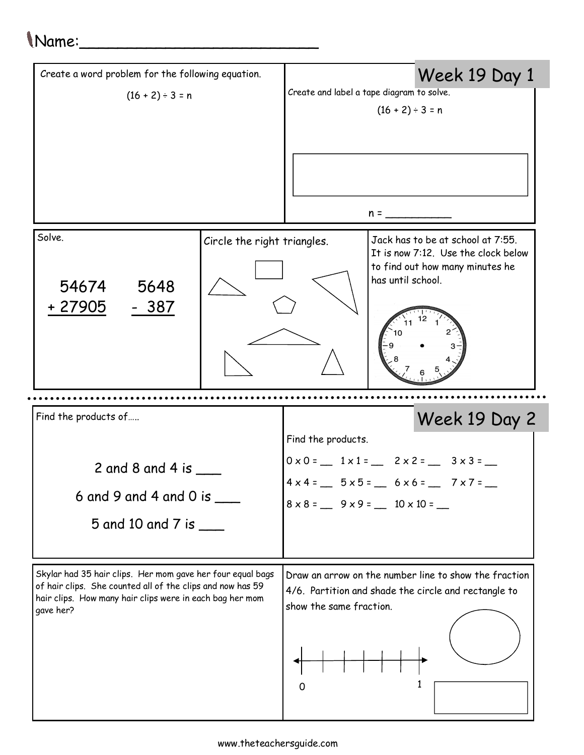Name:___________________________

## Week 19 Day 1

Create a word problem for the following equation.

$(16 + 2) \div 3 = n$

Create and label a tape diagram to solve.

$(16 + 2) \div 3 = n$

n = __________

Solve.

$$\begin{array}{r} 54674 \\ +\ 27905 \\ \hline \end{array} \qquad \begin{array}{r} 5648 \\ -\ 387 \\ \hline \end{array}$$

Circle the right triangles.

Jack has to be at school at 7:55. It is now 7:12. Use the clock below to find out how many minutes he has until school.

## Week 19 Day 2

Find the products of…..

2 and 8 and 4 is ___

6 and 9 and 4 and 0 is ___

5 and 10 and 7 is ___

Find the products.

$0 \times 0 =$ __ $1 \times 1 =$ __ $2 \times 2 =$ __ $3 \times 3 =$ __

$4 \times 4 =$ __ $5 \times 5 =$ __ $6 \times 6 =$ __ $7 \times 7 =$ __

$8 \times 8 =$ __ $9 \times 9 =$ __ $10 \times 10 =$ __

Skylar had 35 hair clips. Her mom gave her four equal bags of hair clips. She counted all of the clips and now has 59 hair clips. How many hair clips were in each bag her mom gave her?

Draw an arrow on the number line to show the fraction 4/6. Partition and shade the circle and rectangle to show the same fraction.

0 1

www.theteachersguide.com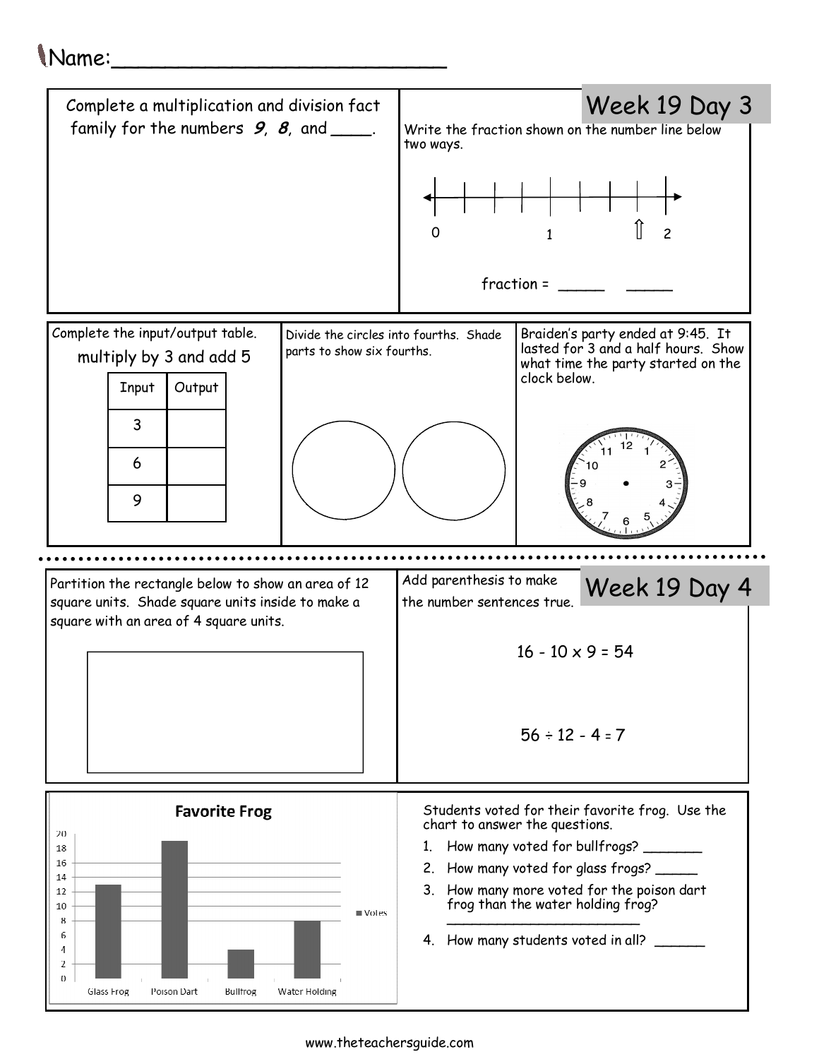Name:___________________________

## Week 19 Day 3

Complete a multiplication and division fact family for the numbers ***9***, ***8***, and ____.

Write the fraction shown on the number line below two ways.

0 1 2

fraction = _____ _____

Complete the input/output table.

multiply by 3 and add 5

| Input | Output |
| --- | --- |
| 3 | |
| 6 | |
| 9 | |

Divide the circles into fourths. Shade parts to show six fourths.

Braiden's party ended at 9:45. It lasted for 3 and a half hours. Show what time the party started on the clock below.

## Week 19 Day 4

Partition the rectangle below to show an area of 12 square units. Shade square units inside to make a square with an area of 4 square units.

Add parenthesis to make the number sentences true.

$16 - 10 \times 9 = 54$

$56 \div 12 - 4 = 7$

**Favorite Frog**

| | Glass Frog | Poison Dart | Bullfrog | Water Holding |
| --- | --- | --- | --- | --- |
| Votes | 13 | 19 | 4 | 8 |

Students voted for their favorite frog. Use the chart to answer the questions.

1. How many voted for bullfrogs? _______
2. How many voted for glass frogs? _____
3. How many more voted for the poison dart frog than the water holding frog? _______________________
4. How many students voted in all? ______

www.theteachersguide.com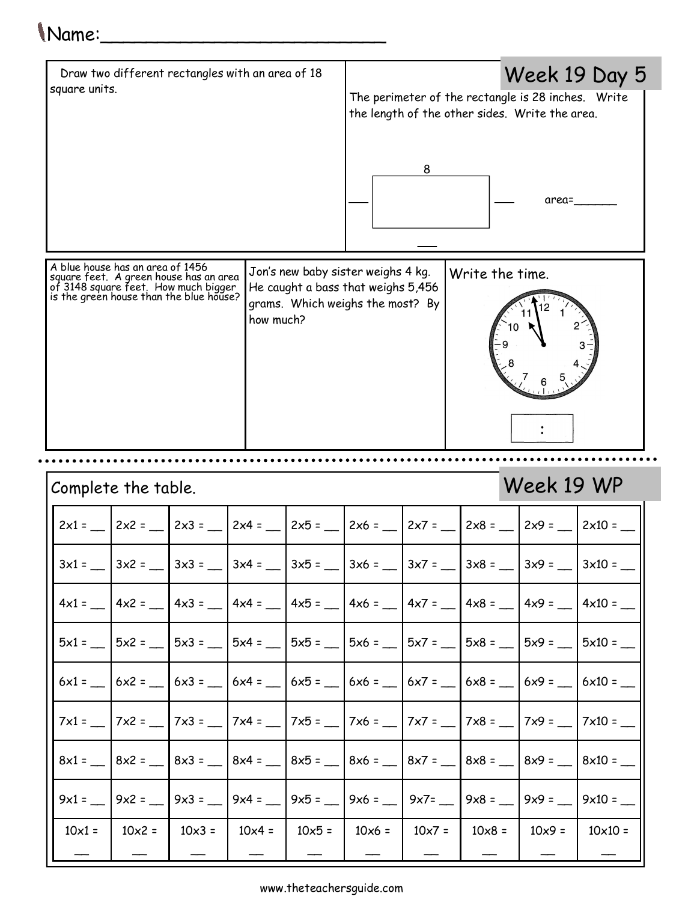Name:_________________________

Week 19 Day 5

Draw two different rectangles with an area of 18 square units.

The perimeter of the rectangle is 28 inches. Write the length of the other sides. Write the area.

8

___ ___ area=______

___

A blue house has an area of 1456 square feet. A green house has an area of 3148 square feet. How much bigger is the green house than the blue house?

Jon's new baby sister weighs 4 kg. He caught a bass that weighs 5,456 grams. Which weighs the most? By how much?

Write the time.

12 1 2 3 4 5 6 7 8 9 10 11

:

Week 19 WP

Complete the table.

| | | | | | | | | | |
|---|---|---|---|---|---|---|---|---|---|
| 2x1 = __ | 2x2 = __ | 2x3 = __ | 2x4 = __ | 2x5 = __ | 2x6 = __ | 2x7 = __ | 2x8 = __ | 2x9 = __ | 2x10 = __ |
| 3x1 = __ | 3x2 = __ | 3x3 = __ | 3x4 = __ | 3x5 = __ | 3x6 = __ | 3x7 = __ | 3x8 = __ | 3x9 = __ | 3x10 = __ |
| 4x1 = __ | 4x2 = __ | 4x3 = __ | 4x4 = __ | 4x5 = __ | 4x6 = __ | 4x7 = __ | 4x8 = __ | 4x9 = __ | 4x10 = __ |
| 5x1 = __ | 5x2 = __ | 5x3 = __ | 5x4 = __ | 5x5 = __ | 5x6 = __ | 5x7 = __ | 5x8 = __ | 5x9 = __ | 5x10 = __ |
| 6x1 = __ | 6x2 = __ | 6x3 = __ | 6x4 = __ | 6x5 = __ | 6x6 = __ | 6x7 = __ | 6x8 = __ | 6x9 = __ | 6x10 = __ |
| 7x1 = __ | 7x2 = __ | 7x3 = __ | 7x4 = __ | 7x5 = __ | 7x6 = __ | 7x7 = __ | 7x8 = __ | 7x9 = __ | 7x10 = __ |
| 8x1 = __ | 8x2 = __ | 8x3 = __ | 8x4 = __ | 8x5 = __ | 8x6 = __ | 8x7= __ | 8x8 = __ | 8x9 = __ | 8x10 = __ |
| 9x1 = __ | 9x2 = __ | 9x3 = __ | 9x4 = __ | 9x5 = __ | 9x6 = __ | 9x7= __ | 9x8 = __ | 9x9 = __ | 9x10 = __ |
| 10x1 = __ | 10x2 = __ | 10x3 = __ | 10x4 = __ | 10x5 = __ | 10x6 = __ | 10x7 = __ | 10x8 = __ | 10x9 = __ | 10x10 = __ |

www.theteachersguide.com